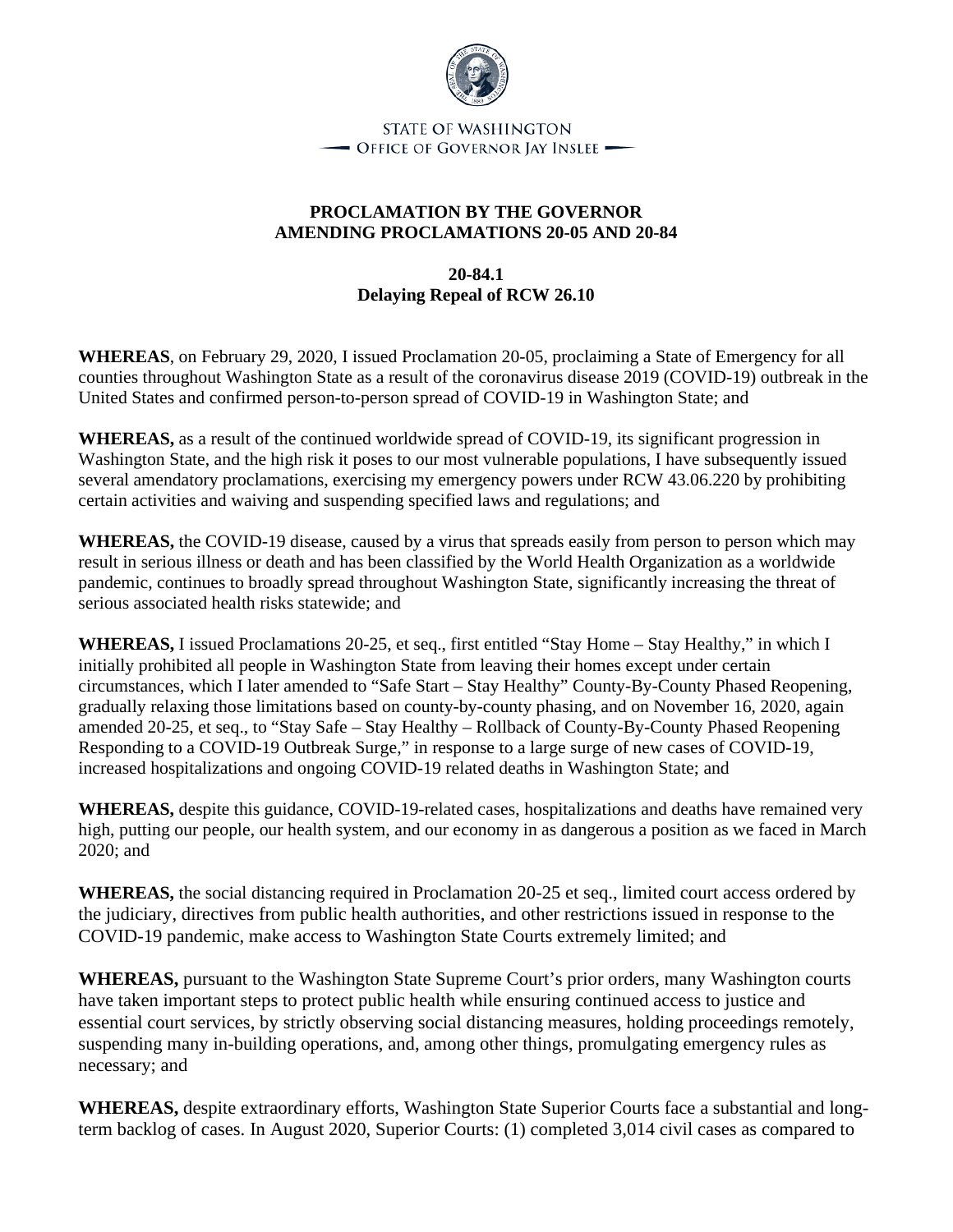STATE OF WASHINGTON
OFFICE OF GOVERNOR JAY INSLEE

**PROCLAMATION BY THE GOVERNOR**
**AMENDING PROCLAMATIONS 20-05 AND 20-84**

**20-84.1**
**Delaying Repeal of RCW 26.10**

**WHEREAS**, on February 29, 2020, I issued Proclamation 20-05, proclaiming a State of Emergency for all counties throughout Washington State as a result of the coronavirus disease 2019 (COVID-19) outbreak in the United States and confirmed person-to-person spread of COVID-19 in Washington State; and

**WHEREAS,** as a result of the continued worldwide spread of COVID-19, its significant progression in Washington State, and the high risk it poses to our most vulnerable populations, I have subsequently issued several amendatory proclamations, exercising my emergency powers under RCW 43.06.220 by prohibiting certain activities and waiving and suspending specified laws and regulations; and

**WHEREAS,** the COVID-19 disease, caused by a virus that spreads easily from person to person which may result in serious illness or death and has been classified by the World Health Organization as a worldwide pandemic, continues to broadly spread throughout Washington State, significantly increasing the threat of serious associated health risks statewide; and

**WHEREAS,** I issued Proclamations 20-25, et seq., first entitled "Stay Home – Stay Healthy," in which I initially prohibited all people in Washington State from leaving their homes except under certain circumstances, which I later amended to "Safe Start – Stay Healthy" County-By-County Phased Reopening, gradually relaxing those limitations based on county-by-county phasing, and on November 16, 2020, again amended 20-25, et seq., to "Stay Safe – Stay Healthy – Rollback of County-By-County Phased Reopening Responding to a COVID-19 Outbreak Surge," in response to a large surge of new cases of COVID-19, increased hospitalizations and ongoing COVID-19 related deaths in Washington State; and

**WHEREAS,** despite this guidance, COVID-19-related cases, hospitalizations and deaths have remained very high, putting our people, our health system, and our economy in as dangerous a position as we faced in March 2020; and

**WHEREAS,** the social distancing required in Proclamation 20-25 et seq., limited court access ordered by the judiciary, directives from public health authorities, and other restrictions issued in response to the COVID-19 pandemic, make access to Washington State Courts extremely limited; and

**WHEREAS,** pursuant to the Washington State Supreme Court's prior orders, many Washington courts have taken important steps to protect public health while ensuring continued access to justice and essential court services, by strictly observing social distancing measures, holding proceedings remotely, suspending many in-building operations, and, among other things, promulgating emergency rules as necessary; and

**WHEREAS,** despite extraordinary efforts, Washington State Superior Courts face a substantial and long-term backlog of cases. In August 2020, Superior Courts: (1) completed 3,014 civil cases as compared to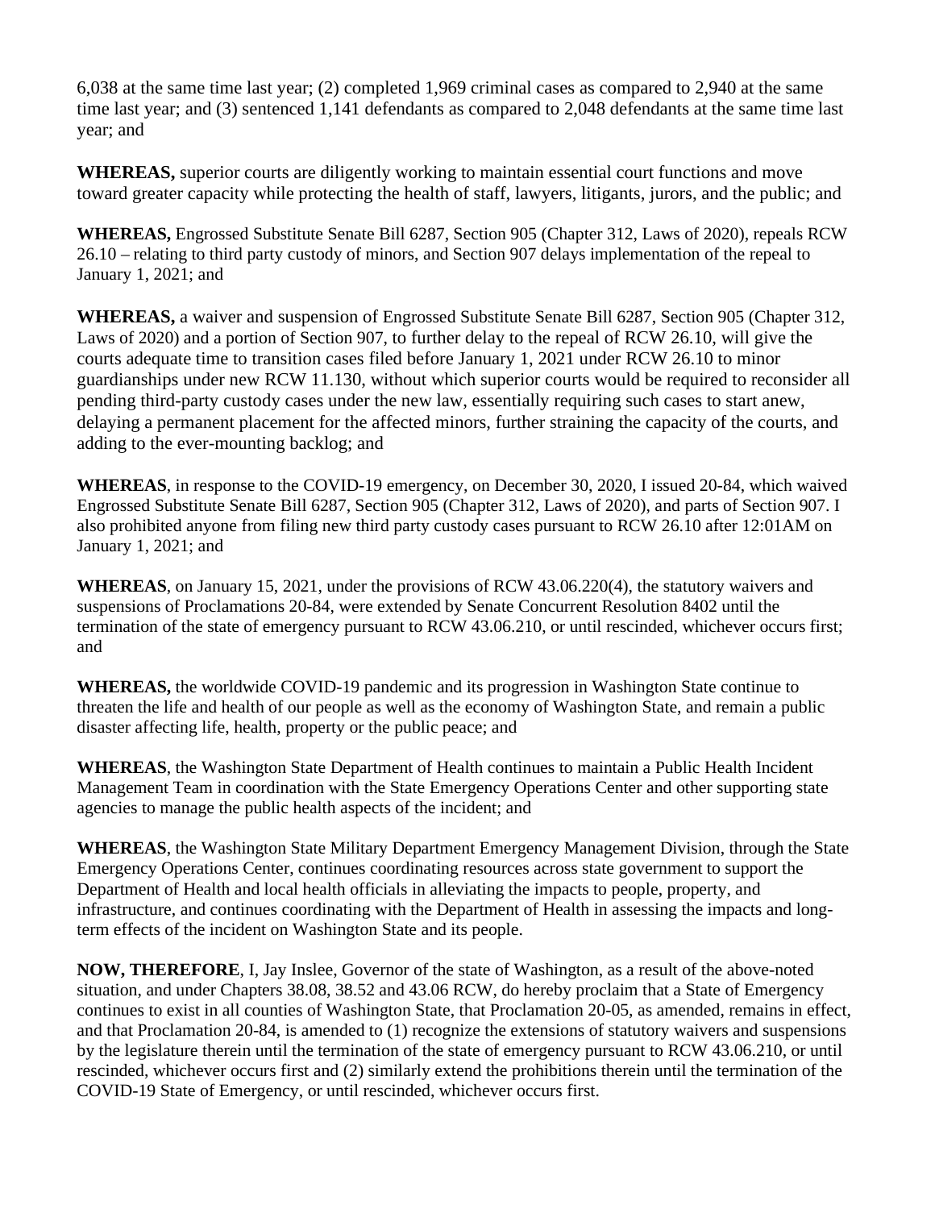6,038 at the same time last year; (2) completed 1,969 criminal cases as compared to 2,940 at the same time last year; and (3) sentenced 1,141 defendants as compared to 2,048 defendants at the same time last year; and

**WHEREAS,** superior courts are diligently working to maintain essential court functions and move toward greater capacity while protecting the health of staff, lawyers, litigants, jurors, and the public; and

**WHEREAS,** Engrossed Substitute Senate Bill 6287, Section 905 (Chapter 312, Laws of 2020), repeals RCW 26.10 – relating to third party custody of minors, and Section 907 delays implementation of the repeal to January 1, 2021; and

**WHEREAS,** a waiver and suspension of Engrossed Substitute Senate Bill 6287, Section 905 (Chapter 312, Laws of 2020) and a portion of Section 907, to further delay to the repeal of RCW 26.10, will give the courts adequate time to transition cases filed before January 1, 2021 under RCW 26.10 to minor guardianships under new RCW 11.130, without which superior courts would be required to reconsider all pending third-party custody cases under the new law, essentially requiring such cases to start anew, delaying a permanent placement for the affected minors, further straining the capacity of the courts, and adding to the ever-mounting backlog; and

**WHEREAS**, in response to the COVID-19 emergency, on December 30, 2020, I issued 20-84, which waived Engrossed Substitute Senate Bill 6287, Section 905 (Chapter 312, Laws of 2020), and parts of Section 907. I also prohibited anyone from filing new third party custody cases pursuant to RCW 26.10 after 12:01AM on January 1, 2021; and

**WHEREAS**, on January 15, 2021, under the provisions of RCW 43.06.220(4), the statutory waivers and suspensions of Proclamations 20-84, were extended by Senate Concurrent Resolution 8402 until the termination of the state of emergency pursuant to RCW 43.06.210, or until rescinded, whichever occurs first; and

**WHEREAS,** the worldwide COVID-19 pandemic and its progression in Washington State continue to threaten the life and health of our people as well as the economy of Washington State, and remain a public disaster affecting life, health, property or the public peace; and

**WHEREAS**, the Washington State Department of Health continues to maintain a Public Health Incident Management Team in coordination with the State Emergency Operations Center and other supporting state agencies to manage the public health aspects of the incident; and

**WHEREAS**, the Washington State Military Department Emergency Management Division, through the State Emergency Operations Center, continues coordinating resources across state government to support the Department of Health and local health officials in alleviating the impacts to people, property, and infrastructure, and continues coordinating with the Department of Health in assessing the impacts and long-term effects of the incident on Washington State and its people.

**NOW, THEREFORE**, I, Jay Inslee, Governor of the state of Washington, as a result of the above-noted situation, and under Chapters 38.08, 38.52 and 43.06 RCW, do hereby proclaim that a State of Emergency continues to exist in all counties of Washington State, that Proclamation 20-05, as amended, remains in effect, and that Proclamation 20-84, is amended to (1) recognize the extensions of statutory waivers and suspensions by the legislature therein until the termination of the state of emergency pursuant to RCW 43.06.210, or until rescinded, whichever occurs first and (2) similarly extend the prohibitions therein until the termination of the COVID-19 State of Emergency, or until rescinded, whichever occurs first.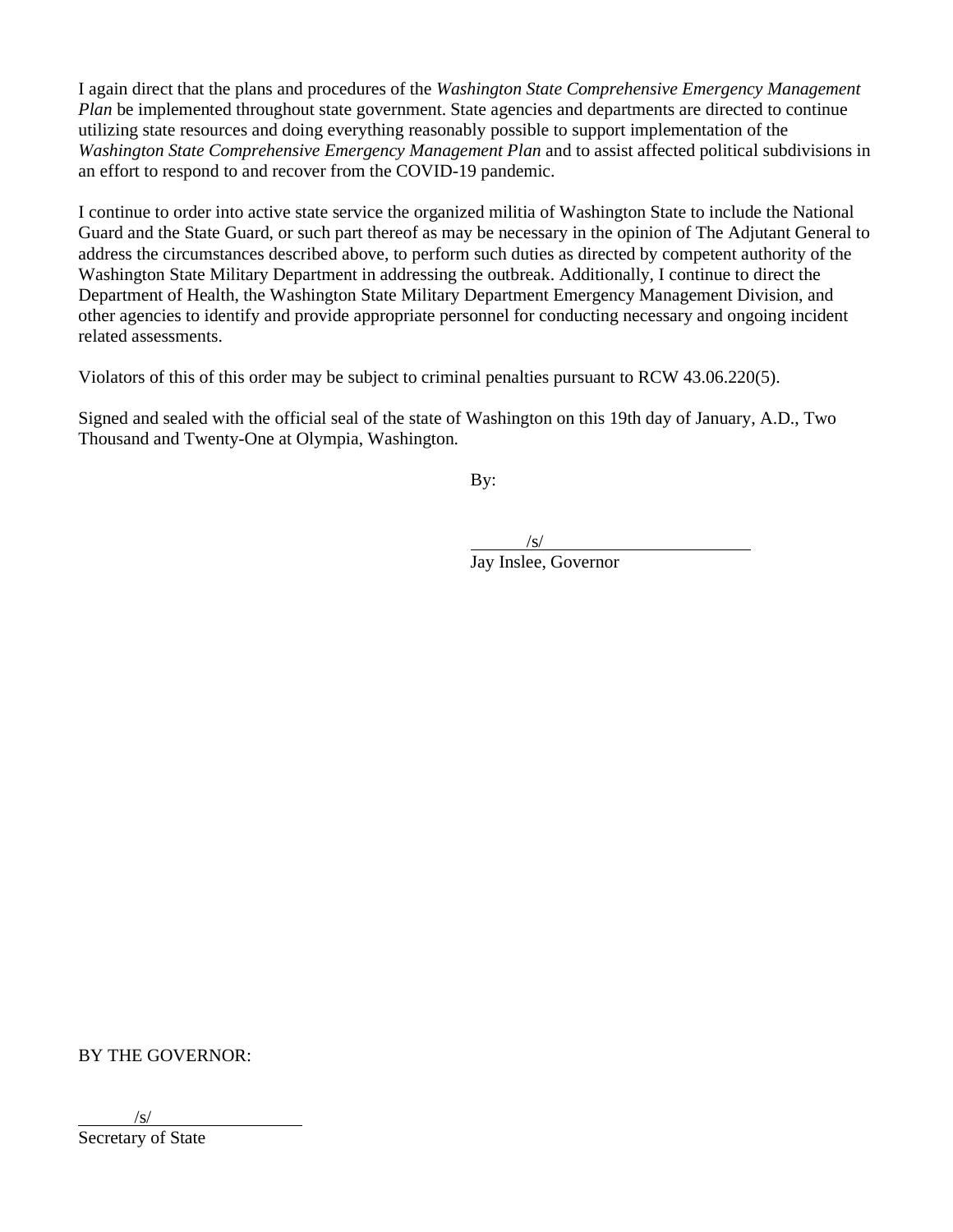I again direct that the plans and procedures of the *Washington State Comprehensive Emergency Management Plan* be implemented throughout state government. State agencies and departments are directed to continue utilizing state resources and doing everything reasonably possible to support implementation of the *Washington State Comprehensive Emergency Management Plan* and to assist affected political subdivisions in an effort to respond to and recover from the COVID-19 pandemic.

I continue to order into active state service the organized militia of Washington State to include the National Guard and the State Guard, or such part thereof as may be necessary in the opinion of The Adjutant General to address the circumstances described above, to perform such duties as directed by competent authority of the Washington State Military Department in addressing the outbreak. Additionally, I continue to direct the Department of Health, the Washington State Military Department Emergency Management Division, and other agencies to identify and provide appropriate personnel for conducting necessary and ongoing incident related assessments.

Violators of this of this order may be subject to criminal penalties pursuant to RCW 43.06.220(5).

Signed and sealed with the official seal of the state of Washington on this 19th day of January, A.D., Two Thousand and Twenty-One at Olympia, Washington.

By:

/s/

Jay Inslee, Governor

BY THE GOVERNOR:

/s/

Secretary of State